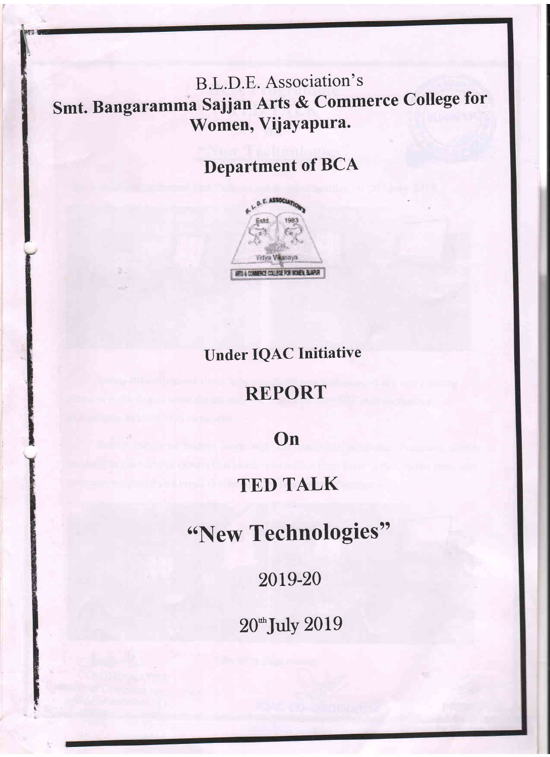B.L.D.E. Association's

# Smt. Bangaramma Sajjan Arts & Commerce College for Women, Vijayapura.

## Department of BCA

**Under IQAC Initiative**

## REPORT

## On

## TED TALK

## "New Technologies"

## 2019-20

## 20th July 2019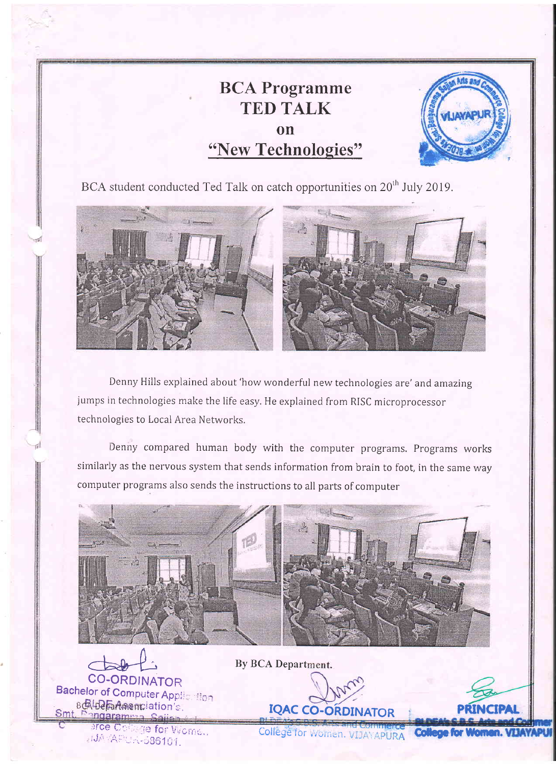# BCA Programme
# TED TALK
# on
# "New Technologies"

BCA student conducted Ted Talk on catch opportunities on 20th July 2019.

Denny Hills explained about 'how wonderful new technologies are' and amazing jumps in technologies make the life easy. He explained from RISC microprocessor technologies to Local Area Networks.

Denny compared human body with the computer programs. Programs works similarly as the nervous system that sends information from brain to foot, in the same way computer programs also sends the instructions to all parts of computer

By BCA Department.

CO-ORDINATOR
Bachelor of Computer Application
BCA Department
BLDE Association's
Smt. Bangaramma Sajjan Arts and Commerce College for Women,
VIJAYAPUR-586101.

IQAC CO-ORDINATOR
BLDEA's S.B.S. Arts and Commerce College for Women. VIJAYAPURA

PRINCIPAL
BLDEA's S.B.S. Arts and Commerce College for Women. VIJAYAPUR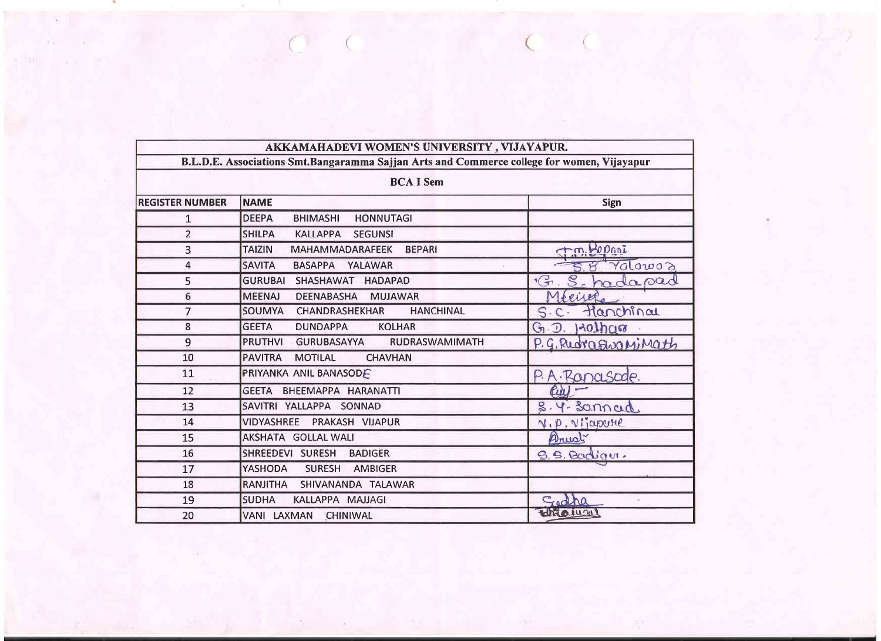# AKKAMAHADEVI WOMEN'S UNIVERSITY , VIJAYAPUR.

## B.L.D.E. Associations Smt.Bangaramma Sajjan Arts and Commerce college for women, Vijayapur

### BCA I Sem

| REGISTER NUMBER | NAME | Sign |
|---|---|---|
| 1 | DEEPA BHIMASHI HONNUTAGI | |
| 2 | SHILPA KALLAPPA SEGUNSI | |
| 3 | TAIZIN MAHAMMADARAFEEK BEPARI | T.M.Bepari |
| 4 | SAVITA BASAPPA YALAWAR | S.B. Yalawar |
| 5 | GURUBAI SHASHAWAT HADAPAD | G. S. hadapad |
| 6 | MEENAJ DEENABASHA MUJAWAR | Meenaj |
| 7 | SOUMYA CHANDRASHEKHAR HANCHINAL | S.C. Hanchinal |
| 8 | GEETA DUNDAPPA KOLHAR | G.D. Kolhar |
| 9 | PRUTHVI GURUBASAYYA RUDRASWAMIMATH | P.G.RudraswamiMath |
| 10 | PAVITRA MOTILAL CHAVHAN | |
| 11 | PRIYANKA ANIL BANASODE | P.A.Banasode. |
| 12 | GEETA BHEEMAPPA HARANATTI | Geeta |
| 13 | SAVITRI YALLAPPA SONNAD | S.Y. Sonnad |
| 14 | VIDYASHREE PRAKASH VIJAPUR | V.P. Vijapure |
| 15 | AKSHATA GOLLAL WALI | Akshata |
| 16 | SHREEDEVI SURESH BADIGER | S.S. Badiger. |
| 17 | YASHODA SURESH AMBIGER | |
| 18 | RANJITHA SHIVANANDA TALAWAR | |
| 19 | SUDHA KALLAPPA MAJJAGI | Sudha |
| 20 | VANI LAXMAN CHINIWAL | Chiniwal |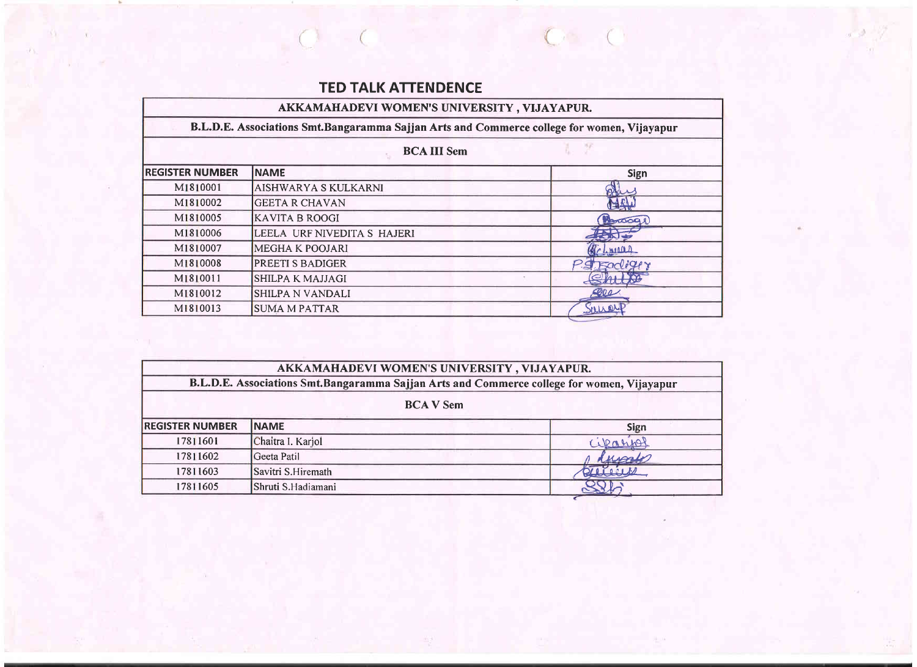# TED TALK ATTENDENCE

## AKKAMAHADEVI WOMEN'S UNIVERSITY , VIJAYAPUR.

### B.L.D.E. Associations Smt.Bangaramma Sajjan Arts and Commerce college for women, Vijayapur

#### BCA III Sem

| REGISTER NUMBER | NAME | Sign |
| --- | --- | --- |
| M1810001 | AISHWARYA S KULKARNI | |
| M1810002 | GEETA R CHAVAN | |
| M1810005 | KAVITA B ROOGI | |
| M1810006 | LEELA URF NIVEDITA S HAJERI | |
| M1810007 | MEGHA K POOJARI | |
| M1810008 | PREETI S BADIGER | |
| M1810011 | SHILPA K MAJJAGI | |
| M1810012 | SHILPA N VANDALI | |
| M1810013 | SUMA M PATTAR | |

## AKKAMAHADEVI WOMEN'S UNIVERSITY , VIJAYAPUR.

### B.L.D.E. Associations Smt.Bangaramma Sajjan Arts and Commerce college for women, Vijayapur

#### BCA V Sem

| REGISTER NUMBER | NAME | Sign |
| --- | --- | --- |
| 17811601 | Chaitra I. Karjol | |
| 17811602 | Geeta Patil | |
| 17811603 | Savitri S.Hiremath | |
| 17811605 | Shruti S.Hadiamani | |